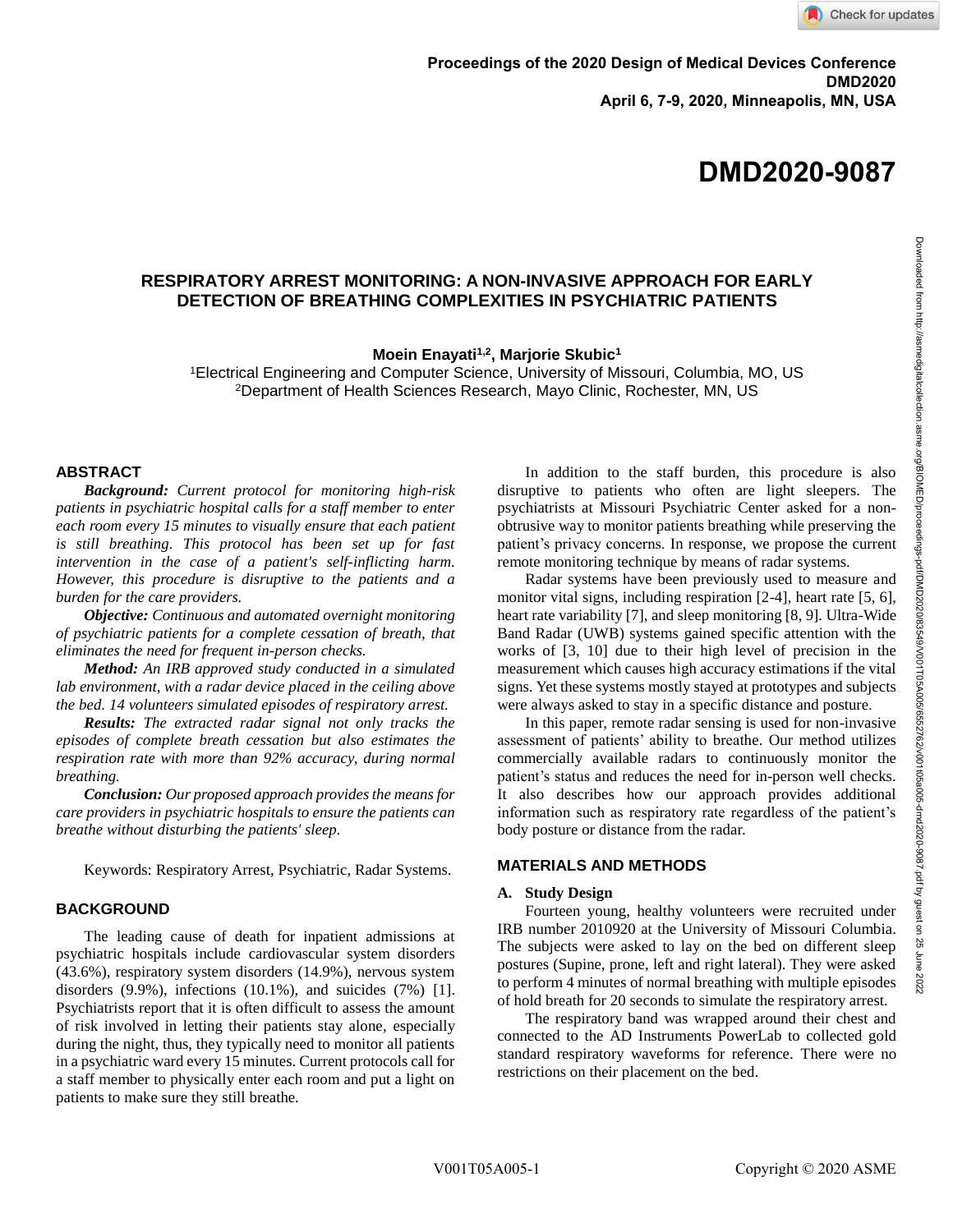Proceedings of the 2020 Design of Medical Devices Conference
DMD2020
April 6, 7-9, 2020, Minneapolis, MN, USA

# DMD2020-9087

## RESPIRATORY ARREST MONITORING: A NON-INVASIVE APPROACH FOR EARLY DETECTION OF BREATHING COMPLEXITIES IN PSYCHIATRIC PATIENTS

**Moein Enayati[1,2], Marjorie Skubic[1]**

[1]Electrical Engineering and Computer Science, University of Missouri, Columbia, MO, US
[2]Department of Health Sciences Research, Mayo Clinic, Rochester, MN, US

## ABSTRACT

***Background:*** *Current protocol for monitoring high-risk patients in psychiatric hospital calls for a staff member to enter each room every 15 minutes to visually ensure that each patient is still breathing. This protocol has been set up for fast intervention in the case of a patient's self-inflicting harm. However, this procedure is disruptive to the patients and a burden for the care providers.*

***Objective:*** *Continuous and automated overnight monitoring of psychiatric patients for a complete cessation of breath, that eliminates the need for frequent in-person checks.*

***Method:*** *An IRB approved study conducted in a simulated lab environment, with a radar device placed in the ceiling above the bed. 14 volunteers simulated episodes of respiratory arrest.*

***Results:*** *The extracted radar signal not only tracks the episodes of complete breath cessation but also estimates the respiration rate with more than 92% accuracy, during normal breathing.*

***Conclusion:*** *Our proposed approach provides the means for care providers in psychiatric hospitals to ensure the patients can breathe without disturbing the patients' sleep.*

Keywords: Respiratory Arrest, Psychiatric, Radar Systems.

## BACKGROUND

The leading cause of death for inpatient admissions at psychiatric hospitals include cardiovascular system disorders (43.6%), respiratory system disorders (14.9%), nervous system disorders (9.9%), infections (10.1%), and suicides (7%) [1]. Psychiatrists report that it is often difficult to assess the amount of risk involved in letting their patients stay alone, especially during the night, thus, they typically need to monitor all patients in a psychiatric ward every 15 minutes. Current protocols call for a staff member to physically enter each room and put a light on patients to make sure they still breathe.

In addition to the staff burden, this procedure is also disruptive to patients who often are light sleepers. The psychiatrists at Missouri Psychiatric Center asked for a non-obtrusive way to monitor patients breathing while preserving the patient's privacy concerns. In response, we propose the current remote monitoring technique by means of radar systems.

Radar systems have been previously used to measure and monitor vital signs, including respiration [2-4], heart rate [5, 6], heart rate variability [7], and sleep monitoring [8, 9]. Ultra-Wide Band Radar (UWB) systems gained specific attention with the works of [3, 10] due to their high level of precision in the measurement which causes high accuracy estimations if the vital signs. Yet these systems mostly stayed at prototypes and subjects were always asked to stay in a specific distance and posture.

In this paper, remote radar sensing is used for non-invasive assessment of patients' ability to breathe. Our method utilizes commercially available radars to continuously monitor the patient's status and reduces the need for in-person well checks. It also describes how our approach provides additional information such as respiratory rate regardless of the patient's body posture or distance from the radar.

## MATERIALS AND METHODS

### A. Study Design

Fourteen young, healthy volunteers were recruited under IRB number 2010920 at the University of Missouri Columbia. The subjects were asked to lay on the bed on different sleep postures (Supine, prone, left and right lateral). They were asked to perform 4 minutes of normal breathing with multiple episodes of hold breath for 20 seconds to simulate the respiratory arrest.

The respiratory band was wrapped around their chest and connected to the AD Instruments PowerLab to collected gold standard respiratory waveforms for reference. There were no restrictions on their placement on the bed.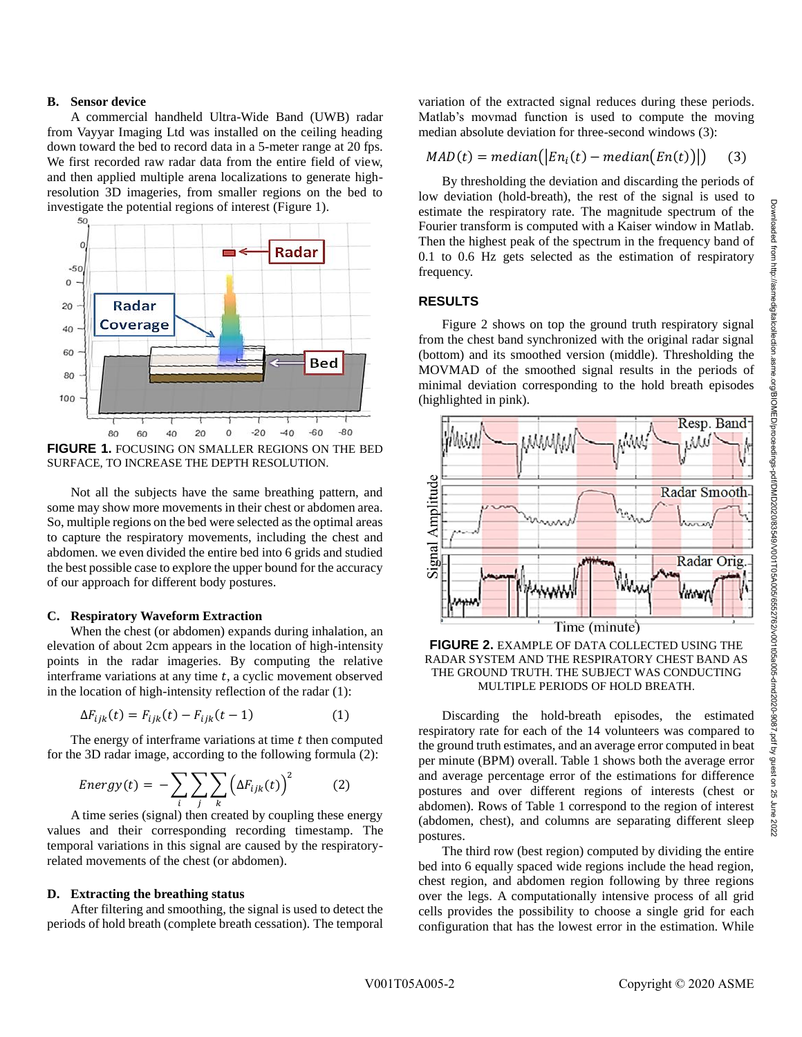### B. Sensor device

A commercial handheld Ultra-Wide Band (UWB) radar from Vayyar Imaging Ltd was installed on the ceiling heading down toward the bed to record data in a 5-meter range at 20 fps. We first recorded raw radar data from the entire field of view, and then applied multiple arena localizations to generate high-resolution 3D imageries, from smaller regions on the bed to investigate the potential regions of interest (Figure 1).

**FIGURE 1.** FOCUSING ON SMALLER REGIONS ON THE BED SURFACE, TO INCREASE THE DEPTH RESOLUTION.

Not all the subjects have the same breathing pattern, and some may show more movements in their chest or abdomen area. So, multiple regions on the bed were selected as the optimal areas to capture the respiratory movements, including the chest and abdomen. we even divided the entire bed into 6 grids and studied the best possible case to explore the upper bound for the accuracy of our approach for different body postures.

### C. Respiratory Waveform Extraction

When the chest (or abdomen) expands during inhalation, an elevation of about 2cm appears in the location of high-intensity points in the radar imageries. By computing the relative interframe variations at any time $t$, a cyclic movement observed in the location of high-intensity reflection of the radar (1):

$$\Delta F_{ijk}(t) = F_{ijk}(t) - F_{ijk}(t-1) \qquad (1)$$

The energy of interframe variations at time $t$ then computed for the 3D radar image, according to the following formula (2):

$$Energy(t) = -\sum_{i}\sum_{j}\sum_{k}\left(\Delta F_{ijk}(t)\right)^2 \qquad (2)$$

A time series (signal) then created by coupling these energy values and their corresponding recording timestamp. The temporal variations in this signal are caused by the respiratory-related movements of the chest (or abdomen).

### D. Extracting the breathing status

After filtering and smoothing, the signal is used to detect the periods of hold breath (complete breath cessation). The temporal variation of the extracted signal reduces during these periods. Matlab's movmad function is used to compute the moving median absolute deviation for three-second windows (3):

$$MAD(t) = median\left(\left|En_i(t) - median\left(En(t)\right)\right|\right) \qquad (3)$$

By thresholding the deviation and discarding the periods of low deviation (hold-breath), the rest of the signal is used to estimate the respiratory rate. The magnitude spectrum of the Fourier transform is computed with a Kaiser window in Matlab. Then the highest peak of the spectrum in the frequency band of 0.1 to 0.6 Hz gets selected as the estimation of respiratory frequency.

## RESULTS

Figure 2 shows on top the ground truth respiratory signal from the chest band synchronized with the original radar signal (bottom) and its smoothed version (middle). Thresholding the MOVMAD of the smoothed signal results in the periods of minimal deviation corresponding to the hold breath episodes (highlighted in pink).

**FIGURE 2.** EXAMPLE OF DATA COLLECTED USING THE RADAR SYSTEM AND THE RESPIRATORY CHEST BAND AS THE GROUND TRUTH. THE SUBJECT WAS CONDUCTING MULTIPLE PERIODS OF HOLD BREATH.

Discarding the hold-breath episodes, the estimated respiratory rate for each of the 14 volunteers was compared to the ground truth estimates, and an average error computed in beat per minute (BPM) overall. Table 1 shows both the average error and average percentage error of the estimations for difference postures and over different regions of interests (chest or abdomen). Rows of Table 1 correspond to the region of interest (abdomen, chest), and columns are separating different sleep postures.

The third row (best region) computed by dividing the entire bed into 6 equally spaced wide regions include the head region, chest region, and abdomen region following by three regions over the legs. A computationally intensive process of all grid cells provides the possibility to choose a single grid for each configuration that has the lowest error in the estimation. While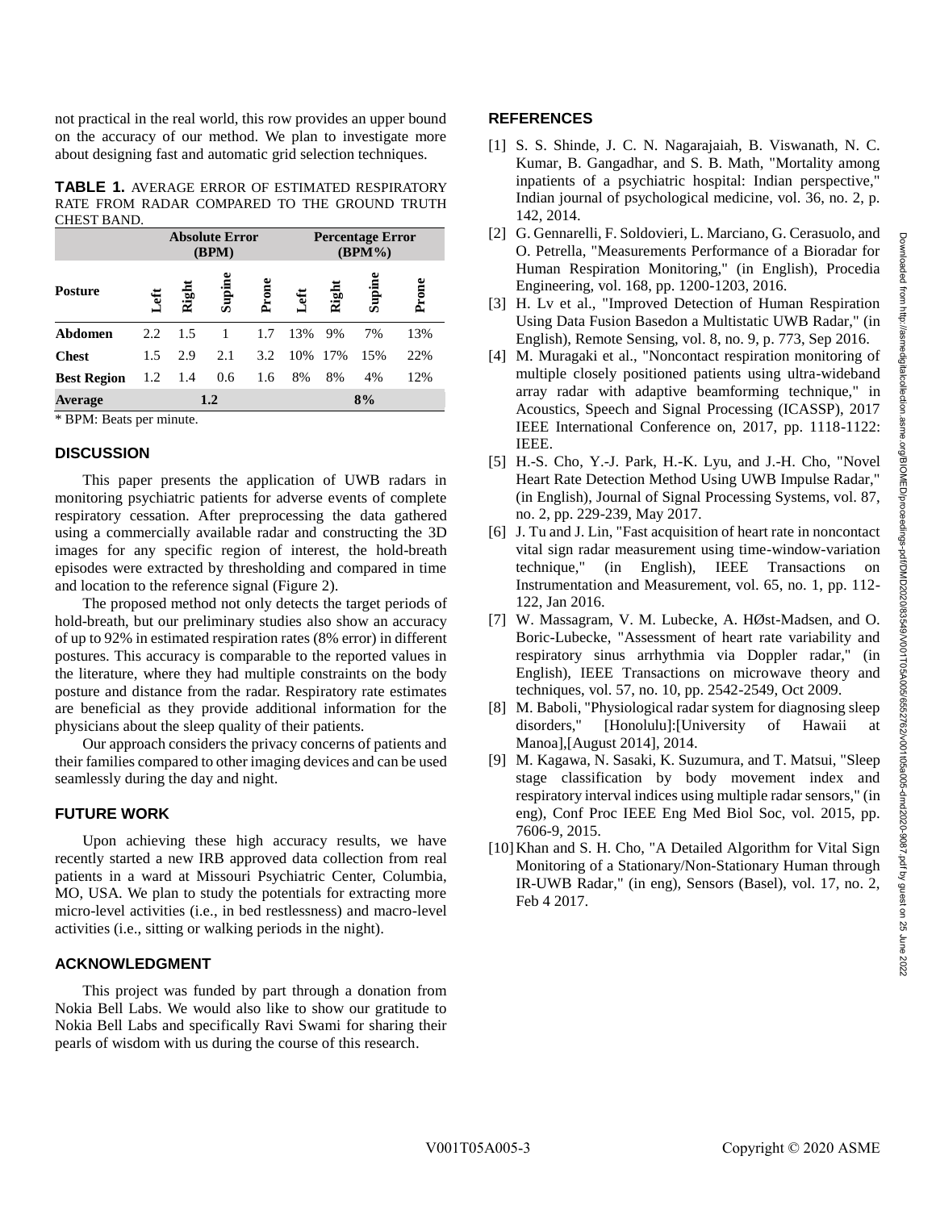not practical in the real world, this row provides an upper bound on the accuracy of our method. We plan to investigate more about designing fast and automatic grid selection techniques.

**TABLE 1.** AVERAGE ERROR OF ESTIMATED RESPIRATORY RATE FROM RADAR COMPARED TO THE GROUND TRUTH CHEST BAND.

| | Absolute Error (BPM) | | | | Percentage Error (BPM%) | | | |
|---|---|---|---|---|---|---|---|---|
| **Posture** | **Left** | **Right** | **Supine** | **Prone** | **Left** | **Right** | **Supine** | **Prone** |
| **Abdomen** | 2.2 | 1.5 | 1 | 1.7 | 13% | 9% | 7% | 13% |
| **Chest** | 1.5 | 2.9 | 2.1 | 3.2 | 10% | 17% | 15% | 22% |
| **Best Region** | 1.2 | 1.4 | 0.6 | 1.6 | 8% | 8% | 4% | 12% |
| **Average** | **1.2** | | | | **8%** | | | |

* BPM: Beats per minute.

## DISCUSSION

This paper presents the application of UWB radars in monitoring psychiatric patients for adverse events of complete respiratory cessation. After preprocessing the data gathered using a commercially available radar and constructing the 3D images for any specific region of interest, the hold-breath episodes were extracted by thresholding and compared in time and location to the reference signal (Figure 2).

The proposed method not only detects the target periods of hold-breath, but our preliminary studies also show an accuracy of up to 92% in estimated respiration rates (8% error) in different postures. This accuracy is comparable to the reported values in the literature, where they had multiple constraints on the body posture and distance from the radar. Respiratory rate estimates are beneficial as they provide additional information for the physicians about the sleep quality of their patients.

Our approach considers the privacy concerns of patients and their families compared to other imaging devices and can be used seamlessly during the day and night.

## FUTURE WORK

Upon achieving these high accuracy results, we have recently started a new IRB approved data collection from real patients in a ward at Missouri Psychiatric Center, Columbia, MO, USA. We plan to study the potentials for extracting more micro-level activities (i.e., in bed restlessness) and macro-level activities (i.e., sitting or walking periods in the night).

## ACKNOWLEDGMENT

This project was funded by part through a donation from Nokia Bell Labs. We would also like to show our gratitude to Nokia Bell Labs and specifically Ravi Swami for sharing their pearls of wisdom with us during the course of this research.

## REFERENCES

[1] S. S. Shinde, J. C. N. Nagarajaiah, B. Viswanath, N. C. Kumar, B. Gangadhar, and S. B. Math, "Mortality among inpatients of a psychiatric hospital: Indian perspective," Indian journal of psychological medicine, vol. 36, no. 2, p. 142, 2014.

[2] G. Gennarelli, F. Soldovieri, L. Marciano, G. Cerasuolo, and O. Petrella, "Measurements Performance of a Bioradar for Human Respiration Monitoring," (in English), Procedia Engineering, vol. 168, pp. 1200-1203, 2016.

[3] H. Lv et al., "Improved Detection of Human Respiration Using Data Fusion Basedon a Multistatic UWB Radar," (in English), Remote Sensing, vol. 8, no. 9, p. 773, Sep 2016.

[4] M. Muragaki et al., "Noncontact respiration monitoring of multiple closely positioned patients using ultra-wideband array radar with adaptive beamforming technique," in Acoustics, Speech and Signal Processing (ICASSP), 2017 IEEE International Conference on, 2017, pp. 1118-1122: IEEE.

[5] H.-S. Cho, Y.-J. Park, H.-K. Lyu, and J.-H. Cho, "Novel Heart Rate Detection Method Using UWB Impulse Radar," (in English), Journal of Signal Processing Systems, vol. 87, no. 2, pp. 229-239, May 2017.

[6] J. Tu and J. Lin, "Fast acquisition of heart rate in noncontact vital sign radar measurement using time-window-variation technique," (in English), IEEE Transactions on Instrumentation and Measurement, vol. 65, no. 1, pp. 112-122, Jan 2016.

[7] W. Massagram, V. M. Lubecke, A. HØst-Madsen, and O. Boric-Lubecke, "Assessment of heart rate variability and respiratory sinus arrhythmia via Doppler radar," (in English), IEEE Transactions on microwave theory and techniques, vol. 57, no. 10, pp. 2542-2549, Oct 2009.

[8] M. Baboli, "Physiological radar system for diagnosing sleep disorders," [Honolulu]:[University of Hawaii at Manoa],[August 2014], 2014.

[9] M. Kagawa, N. Sasaki, K. Suzumura, and T. Matsui, "Sleep stage classification by body movement index and respiratory interval indices using multiple radar sensors," (in eng), Conf Proc IEEE Eng Med Biol Soc, vol. 2015, pp. 7606-9, 2015.

[10] Khan and S. H. Cho, "A Detailed Algorithm for Vital Sign Monitoring of a Stationary/Non-Stationary Human through IR-UWB Radar," (in eng), Sensors (Basel), vol. 17, no. 2, Feb 4 2017.